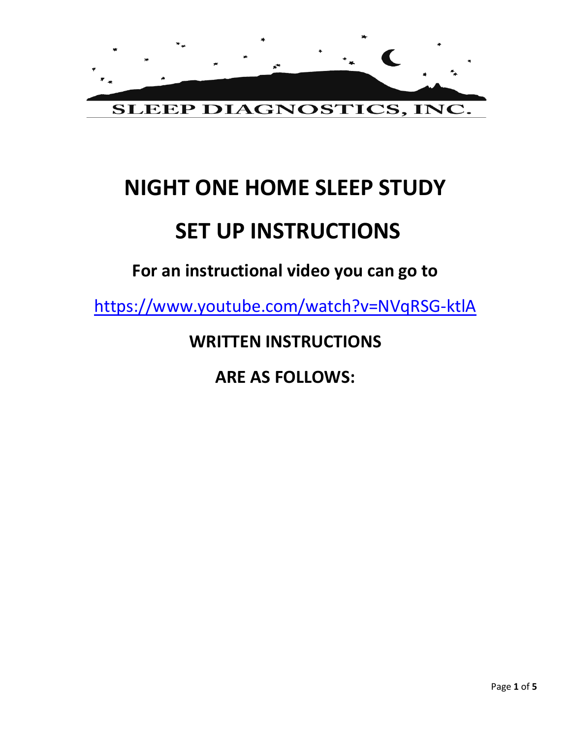SLEEP DIAGNOSTICS, INC.

# NIGHT ONE HOME SLEEP STUDY

# SET UP INSTRUCTIONS

**For an instructional video you can go to**

[https://www.youtube.com/watch?v=NVqRSG-ktlA](https://www.youtube.com/watch?v=NVqRSG-ktlA)

**WRITTEN INSTRUCTIONS**

**ARE AS FOLLOWS:**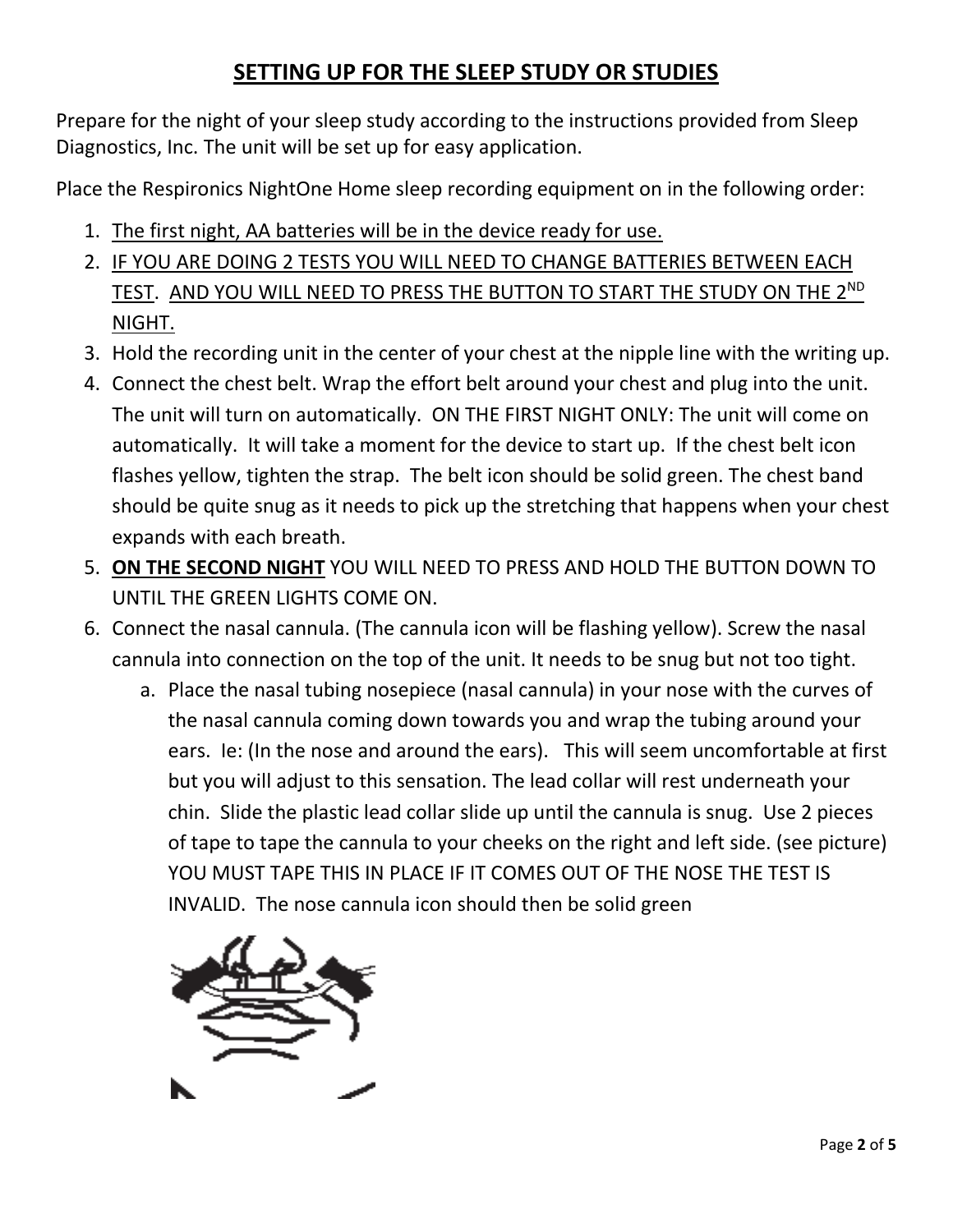## SETTING UP FOR THE SLEEP STUDY OR STUDIES

Prepare for the night of your sleep study according to the instructions provided from Sleep Diagnostics, Inc. The unit will be set up for easy application.

Place the Respironics NightOne Home sleep recording equipment on in the following order:

1. The first night, AA batteries will be in the device ready for use.
2. IF YOU ARE DOING 2 TESTS YOU WILL NEED TO CHANGE BATTERIES BETWEEN EACH TEST. AND YOU WILL NEED TO PRESS THE BUTTON TO START THE STUDY ON THE 2ND NIGHT.
3. Hold the recording unit in the center of your chest at the nipple line with the writing up.
4. Connect the chest belt. Wrap the effort belt around your chest and plug into the unit. The unit will turn on automatically. ON THE FIRST NIGHT ONLY: The unit will come on automatically. It will take a moment for the device to start up. If the chest belt icon flashes yellow, tighten the strap. The belt icon should be solid green. The chest band should be quite snug as it needs to pick up the stretching that happens when your chest expands with each breath.
5. **ON THE SECOND NIGHT** YOU WILL NEED TO PRESS AND HOLD THE BUTTON DOWN TO UNTIL THE GREEN LIGHTS COME ON.
6. Connect the nasal cannula. (The cannula icon will be flashing yellow). Screw the nasal cannula into connection on the top of the unit. It needs to be snug but not too tight.
   a. Place the nasal tubing nosepiece (nasal cannula) in your nose with the curves of the nasal cannula coming down towards you and wrap the tubing around your ears. Ie: (In the nose and around the ears). This will seem uncomfortable at first but you will adjust to this sensation. The lead collar will rest underneath your chin. Slide the plastic lead collar slide up until the cannula is snug. Use 2 pieces of tape to tape the cannula to your cheeks on the right and left side. (see picture) YOU MUST TAPE THIS IN PLACE IF IT COMES OUT OF THE NOSE THE TEST IS INVALID. The nose cannula icon should then be solid green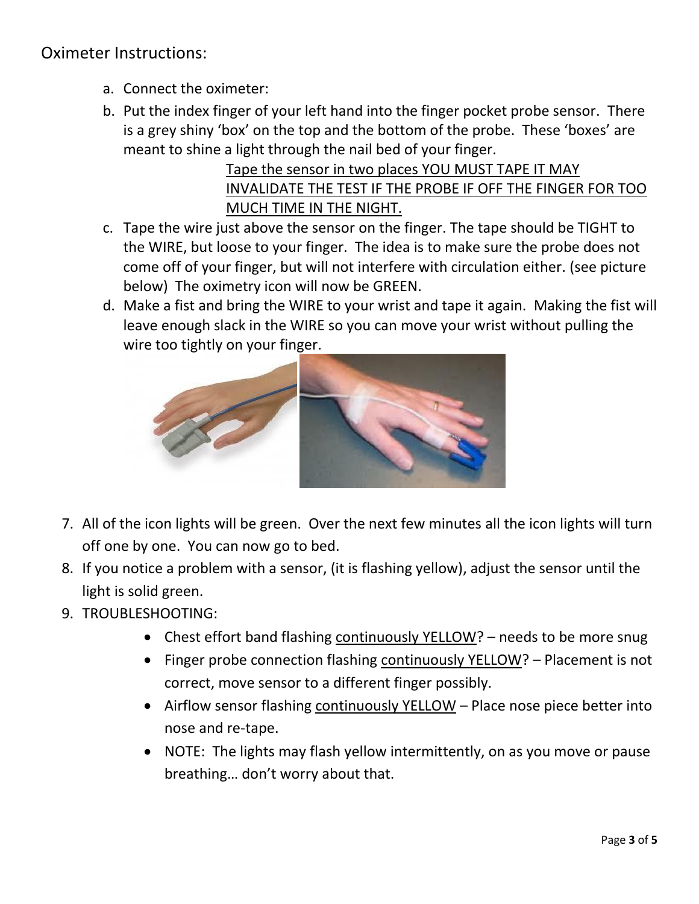Oximeter Instructions:

a. Connect the oximeter:
b. Put the index finger of your left hand into the finger pocket probe sensor. There is a grey shiny 'box' on the top and the bottom of the probe. These 'boxes' are meant to shine a light through the nail bed of your finger.

   <u>Tape the sensor in two places YOU MUST TAPE IT MAY INVALIDATE THE TEST IF THE PROBE IF OFF THE FINGER FOR TOO MUCH TIME IN THE NIGHT.</u>

c. Tape the wire just above the sensor on the finger. The tape should be TIGHT to the WIRE, but loose to your finger. The idea is to make sure the probe does not come off of your finger, but will not interfere with circulation either. (see picture below) The oximetry icon will now be GREEN.
d. Make a fist and bring the WIRE to your wrist and tape it again. Making the fist will leave enough slack in the WIRE so you can move your wrist without pulling the wire too tightly on your finger.

7. All of the icon lights will be green. Over the next few minutes all the icon lights will turn off one by one. You can now go to bed.
8. If you notice a problem with a sensor, (it is flashing yellow), adjust the sensor until the light is solid green.
9. TROUBLESHOOTING:
   - Chest effort band flashing <u>continuously YELLOW</u>? – needs to be more snug
   - Finger probe connection flashing <u>continuously YELLOW</u>? – Placement is not correct, move sensor to a different finger possibly.
   - Airflow sensor flashing <u>continuously YELLOW</u> – Place nose piece better into nose and re-tape.
   - NOTE: The lights may flash yellow intermittently, on as you move or pause breathing… don't worry about that.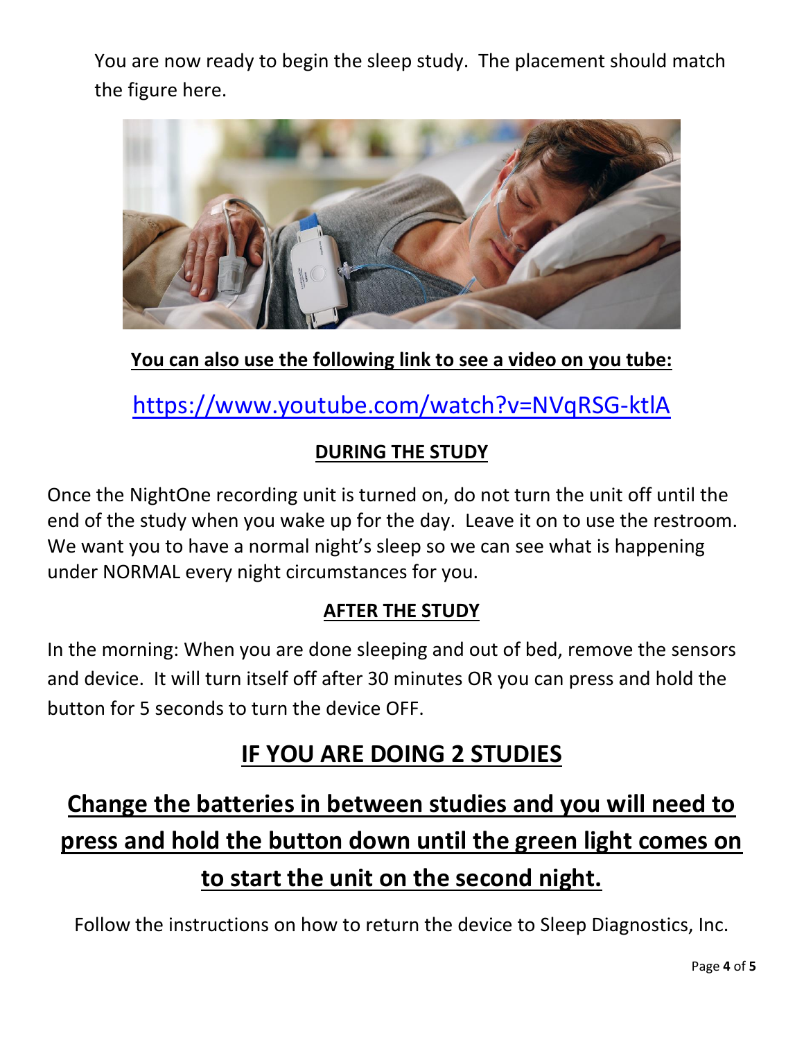You are now ready to begin the sleep study. The placement should match the figure here.

**You can also use the following link to see a video on you tube:**

[https://www.youtube.com/watch?v=NVqRSG-ktlA](https://www.youtube.com/watch?v=NVqRSG-ktlA)

## DURING THE STUDY

Once the NightOne recording unit is turned on, do not turn the unit off until the end of the study when you wake up for the day. Leave it on to use the restroom. We want you to have a normal night's sleep so we can see what is happening under NORMAL every night circumstances for you.

## AFTER THE STUDY

In the morning: When you are done sleeping and out of bed, remove the sensors and device. It will turn itself off after 30 minutes OR you can press and hold the button for 5 seconds to turn the device OFF.

# IF YOU ARE DOING 2 STUDIES

## Change the batteries in between studies and you will need to press and hold the button down until the green light comes on to start the unit on the second night.

Follow the instructions on how to return the device to Sleep Diagnostics, Inc.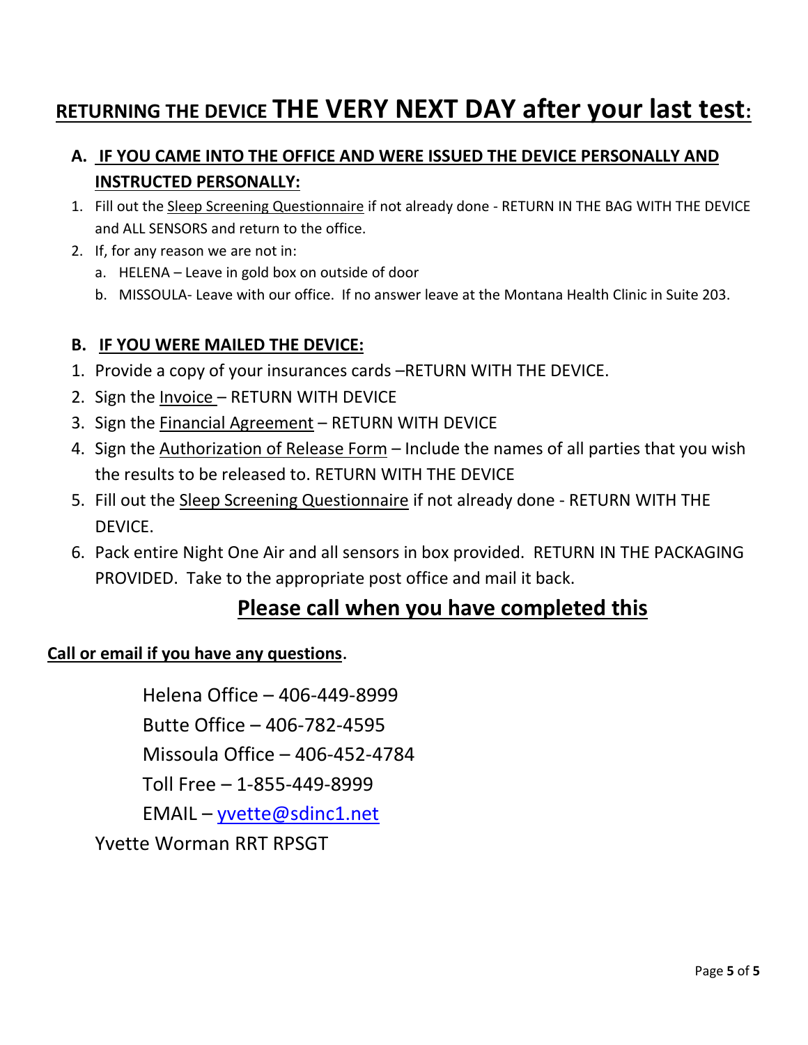# RETURNING THE DEVICE THE VERY NEXT DAY after your last test:

## A. IF YOU CAME INTO THE OFFICE AND WERE ISSUED THE DEVICE PERSONALLY AND INSTRUCTED PERSONALLY:

1. Fill out the Sleep Screening Questionnaire if not already done - RETURN IN THE BAG WITH THE DEVICE and ALL SENSORS and return to the office.
2. If, for any reason we are not in:
   a. HELENA – Leave in gold box on outside of door
   b. MISSOULA- Leave with our office. If no answer leave at the Montana Health Clinic in Suite 203.

## B. IF YOU WERE MAILED THE DEVICE:

1. Provide a copy of your insurances cards –RETURN WITH THE DEVICE.
2. Sign the Invoice – RETURN WITH DEVICE
3. Sign the Financial Agreement – RETURN WITH DEVICE
4. Sign the Authorization of Release Form – Include the names of all parties that you wish the results to be released to. RETURN WITH THE DEVICE
5. Fill out the Sleep Screening Questionnaire if not already done - RETURN WITH THE DEVICE.
6. Pack entire Night One Air and all sensors in box provided. RETURN IN THE PACKAGING PROVIDED. Take to the appropriate post office and mail it back.

## Please call when you have completed this

**Call or email if you have any questions.**

Helena Office – 406-449-8999
Butte Office – 406-782-4595
Missoula Office – 406-452-4784
Toll Free – 1-855-449-8999
EMAIL – yvette@sdinc1.net

Yvette Worman RRT RPSGT